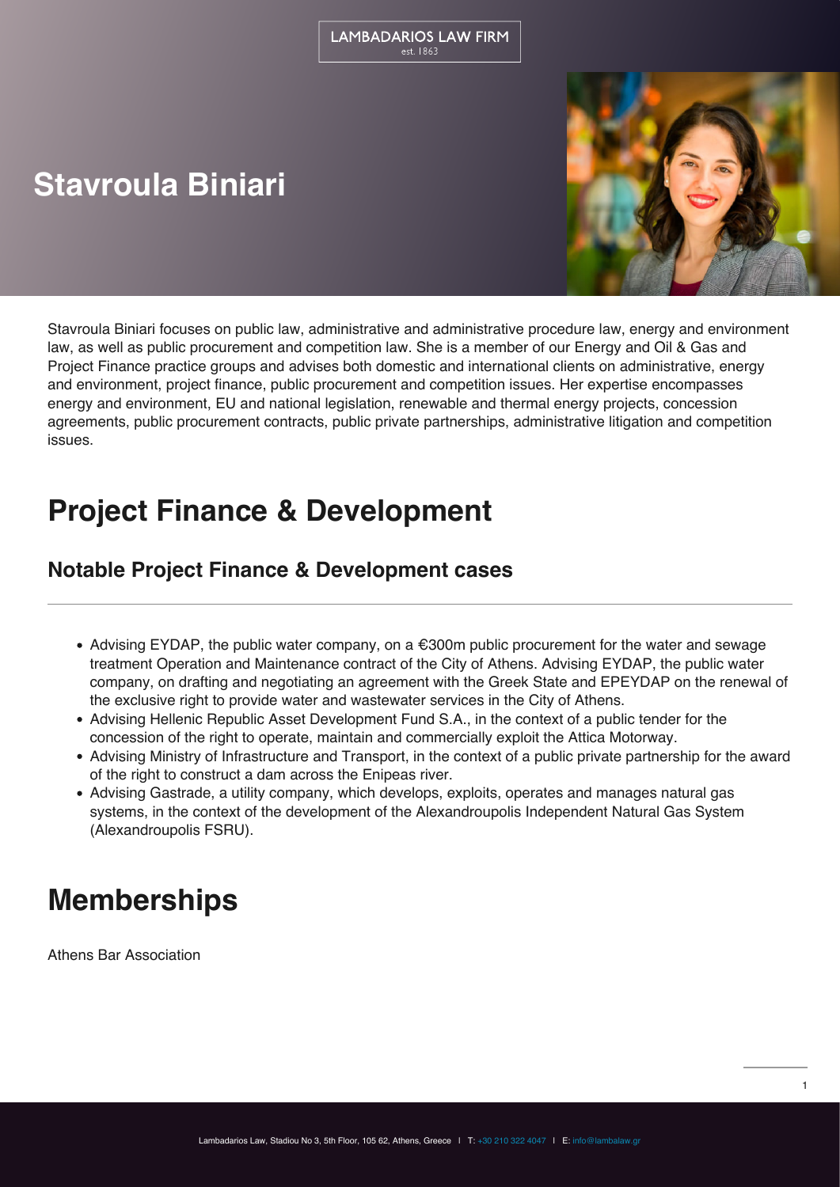LAMBADARIOS LAW FIRM
est. 1863

# Stavroula Biniari

Stavroula Biniari focuses on public law, administrative and administrative procedure law, energy and environment law, as well as public procurement and competition law. She is a member of our Energy and Oil & Gas and Project Finance practice groups and advises both domestic and international clients on administrative, energy and environment, project finance, public procurement and competition issues. Her expertise encompasses energy and environment, EU and national legislation, renewable and thermal energy projects, concession agreements, public procurement contracts, public private partnerships, administrative litigation and competition issues.

## Project Finance & Development

### Notable Project Finance & Development cases

- Advising EYDAP, the public water company, on a €300m public procurement for the water and sewage treatment Operation and Maintenance contract of the City of Athens. Advising EYDAP, the public water company, on drafting and negotiating an agreement with the Greek State and EPEYDAP on the renewal of the exclusive right to provide water and wastewater services in the City of Athens.
- Advising Hellenic Republic Asset Development Fund S.A., in the context of a public tender for the concession of the right to operate, maintain and commercially exploit the Attica Motorway.
- Advising Ministry of Infrastructure and Transport, in the context of a public private partnership for the award of the right to construct a dam across the Enipeas river.
- Advising Gastrade, a utility company, which develops, exploits, operates and manages natural gas systems, in the context of the development of the Alexandroupolis Independent Natural Gas System (Alexandroupolis FSRU).

## Memberships

Athens Bar Association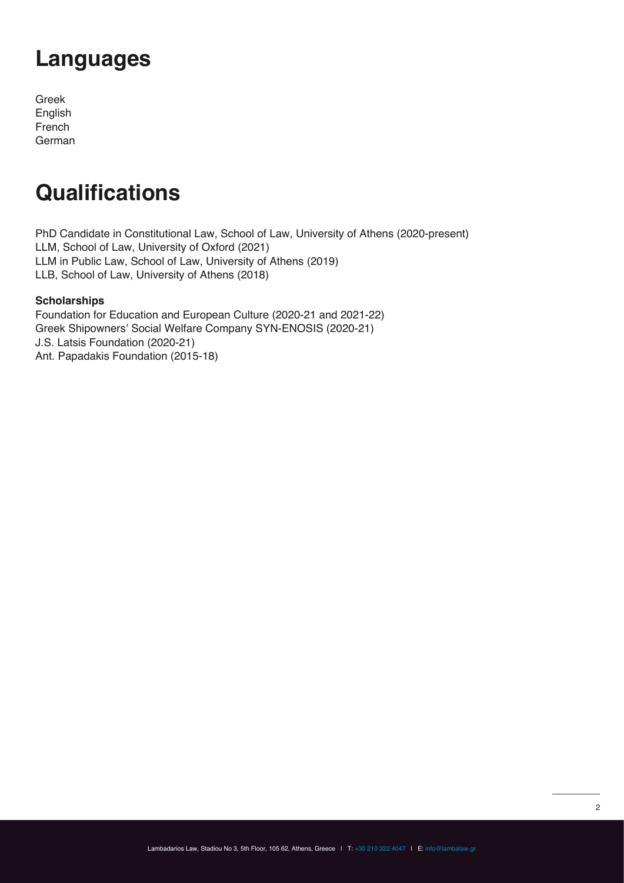# Languages

Greek
English
French
German

# Qualifications

PhD Candidate in Constitutional Law, School of Law, University of Athens (2020-present)
LLM, School of Law, University of Oxford (2021)
LLM in Public Law, School of Law, University of Athens (2019)
LLB, School of Law, University of Athens (2018)

**Scholarships**
Foundation for Education and European Culture (2020-21 and 2021-22)
Greek Shipowners' Social Welfare Company SYN-ENOSIS (2020-21)
J.S. Latsis Foundation (2020-21)
Ant. Papadakis Foundation (2015-18)